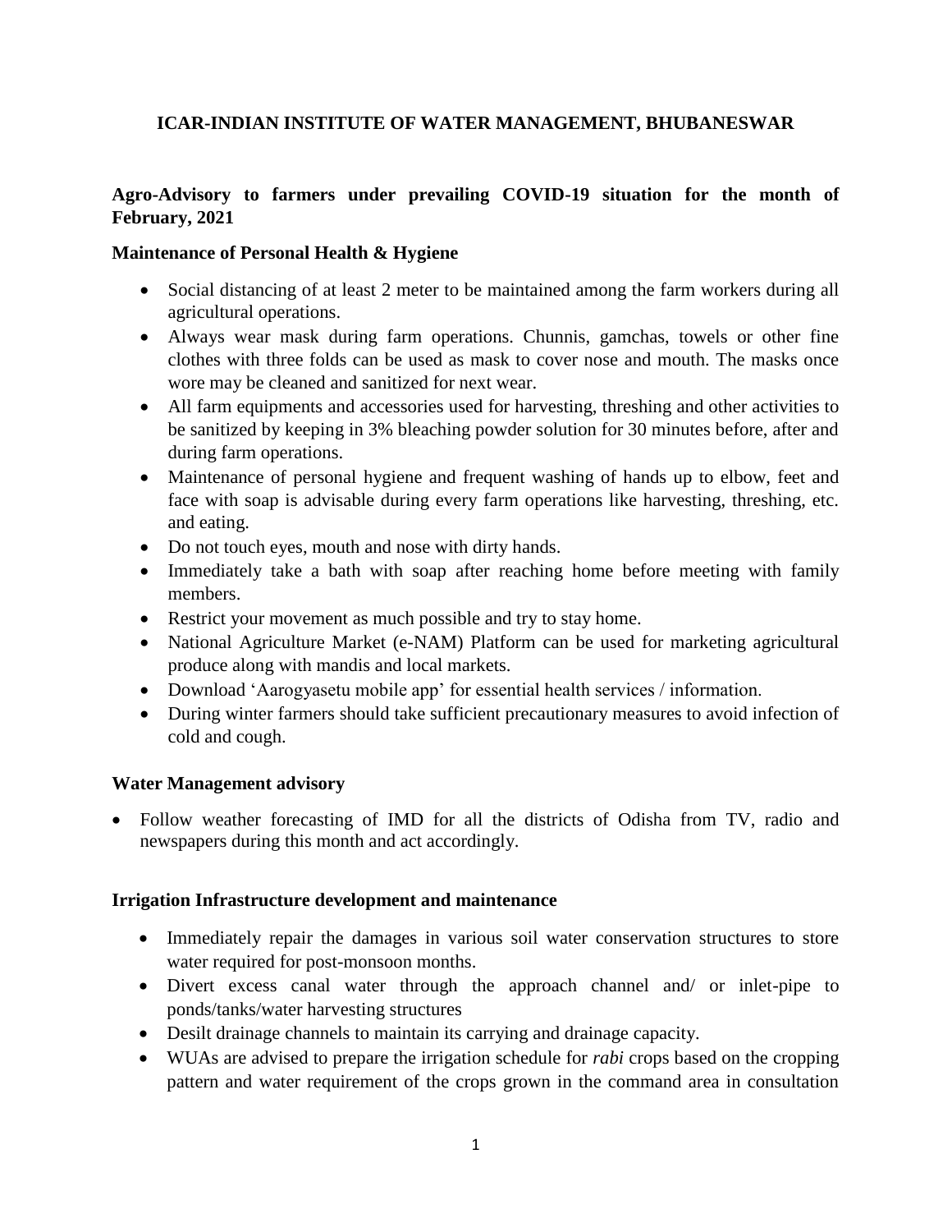# ICAR-INDIAN INSTITUTE OF WATER MANAGEMENT, BHUBANESWAR

## Agro-Advisory to farmers under prevailing COVID-19 situation for the month of February, 2021

### Maintenance of Personal Health & Hygiene

- Social distancing of at least 2 meter to be maintained among the farm workers during all agricultural operations.
- Always wear mask during farm operations. Chunnis, gamchas, towels or other fine clothes with three folds can be used as mask to cover nose and mouth. The masks once wore may be cleaned and sanitized for next wear.
- All farm equipments and accessories used for harvesting, threshing and other activities to be sanitized by keeping in 3% bleaching powder solution for 30 minutes before, after and during farm operations.
- Maintenance of personal hygiene and frequent washing of hands up to elbow, feet and face with soap is advisable during every farm operations like harvesting, threshing, etc. and eating.
- Do not touch eyes, mouth and nose with dirty hands.
- Immediately take a bath with soap after reaching home before meeting with family members.
- Restrict your movement as much possible and try to stay home.
- National Agriculture Market (e-NAM) Platform can be used for marketing agricultural produce along with mandis and local markets.
- Download 'Aarogyasetu mobile app' for essential health services / information.
- During winter farmers should take sufficient precautionary measures to avoid infection of cold and cough.

### Water Management advisory

- Follow weather forecasting of IMD for all the districts of Odisha from TV, radio and newspapers during this month and act accordingly.

### Irrigation Infrastructure development and maintenance

- Immediately repair the damages in various soil water conservation structures to store water required for post-monsoon months.
- Divert excess canal water through the approach channel and/ or inlet-pipe to ponds/tanks/water harvesting structures
- Desilt drainage channels to maintain its carrying and drainage capacity.
- WUAs are advised to prepare the irrigation schedule for *rabi* crops based on the cropping pattern and water requirement of the crops grown in the command area in consultation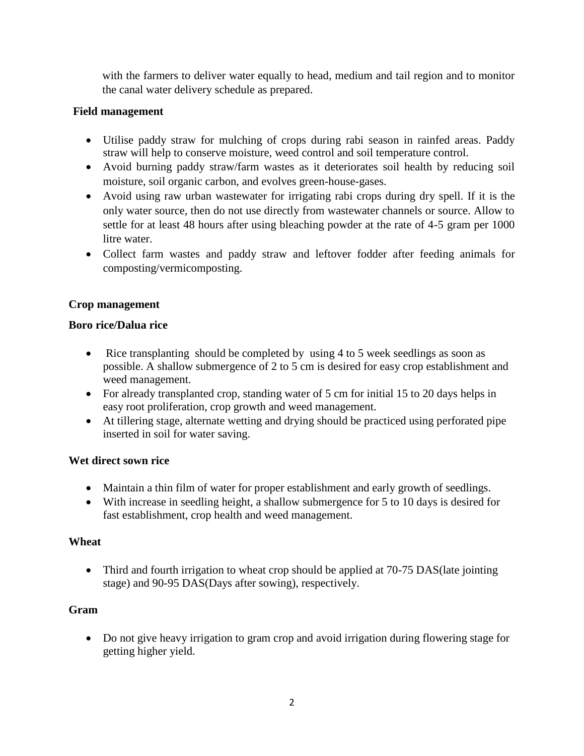with the farmers to deliver water equally to head, medium and tail region and to monitor the canal water delivery schedule as prepared.

**Field management**

- Utilise paddy straw for mulching of crops during rabi season in rainfed areas. Paddy straw will help to conserve moisture, weed control and soil temperature control.
- Avoid burning paddy straw/farm wastes as it deteriorates soil health by reducing soil moisture, soil organic carbon, and evolves green-house-gases.
- Avoid using raw urban wastewater for irrigating rabi crops during dry spell. If it is the only water source, then do not use directly from wastewater channels or source. Allow to settle for at least 48 hours after using bleaching powder at the rate of 4-5 gram per 1000 litre water.
- Collect farm wastes and paddy straw and leftover fodder after feeding animals for composting/vermicomposting.

**Crop management**

**Boro rice/Dalua rice**

- Rice transplanting should be completed by using 4 to 5 week seedlings as soon as possible. A shallow submergence of 2 to 5 cm is desired for easy crop establishment and weed management.
- For already transplanted crop, standing water of 5 cm for initial 15 to 20 days helps in easy root proliferation, crop growth and weed management.
- At tillering stage, alternate wetting and drying should be practiced using perforated pipe inserted in soil for water saving.

**Wet direct sown rice**

- Maintain a thin film of water for proper establishment and early growth of seedlings.
- With increase in seedling height, a shallow submergence for 5 to 10 days is desired for fast establishment, crop health and weed management.

**Wheat**

- Third and fourth irrigation to wheat crop should be applied at 70-75 DAS(late jointing stage) and 90-95 DAS(Days after sowing), respectively.

**Gram**

- Do not give heavy irrigation to gram crop and avoid irrigation during flowering stage for getting higher yield.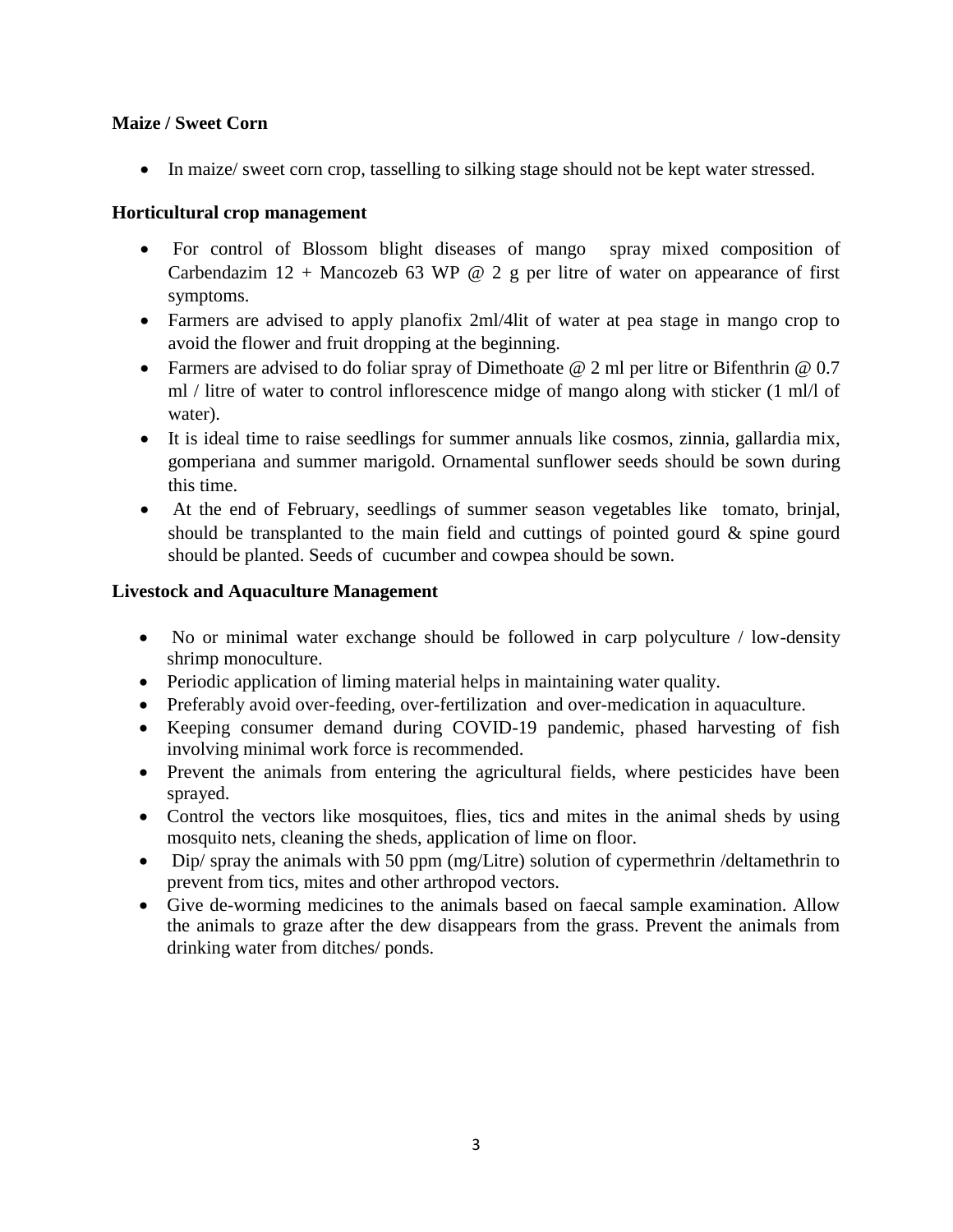**Maize / Sweet Corn**

- In maize/ sweet corn crop, tasselling to silking stage should not be kept water stressed.

**Horticultural crop management**

- For control of Blossom blight diseases of mango spray mixed composition of Carbendazim 12 + Mancozeb 63 WP @ 2 g per litre of water on appearance of first symptoms.
- Farmers are advised to apply planofix 2ml/4lit of water at pea stage in mango crop to avoid the flower and fruit dropping at the beginning.
- Farmers are advised to do foliar spray of Dimethoate @ 2 ml per litre or Bifenthrin @ 0.7 ml / litre of water to control inflorescence midge of mango along with sticker (1 ml/l of water).
- It is ideal time to raise seedlings for summer annuals like cosmos, zinnia, gallardia mix, gomperiana and summer marigold. Ornamental sunflower seeds should be sown during this time.
- At the end of February, seedlings of summer season vegetables like tomato, brinjal, should be transplanted to the main field and cuttings of pointed gourd & spine gourd should be planted. Seeds of cucumber and cowpea should be sown.

**Livestock and Aquaculture Management**

- No or minimal water exchange should be followed in carp polyculture / low-density shrimp monoculture.
- Periodic application of liming material helps in maintaining water quality.
- Preferably avoid over-feeding, over-fertilization and over-medication in aquaculture.
- Keeping consumer demand during COVID-19 pandemic, phased harvesting of fish involving minimal work force is recommended.
- Prevent the animals from entering the agricultural fields, where pesticides have been sprayed.
- Control the vectors like mosquitoes, flies, tics and mites in the animal sheds by using mosquito nets, cleaning the sheds, application of lime on floor.
- Dip/ spray the animals with 50 ppm (mg/Litre) solution of cypermethrin /deltamethrin to prevent from tics, mites and other arthropod vectors.
- Give de-worming medicines to the animals based on faecal sample examination. Allow the animals to graze after the dew disappears from the grass. Prevent the animals from drinking water from ditches/ ponds.